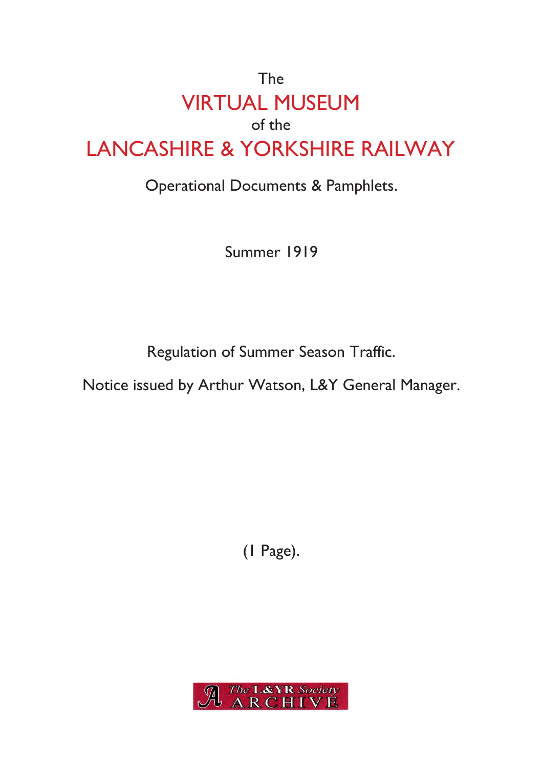The

# VIRTUAL MUSEUM

of the

# LANCASHIRE & YORKSHIRE RAILWAY

Operational Documents & Pamphlets.

Summer 1919

Regulation of Summer Season Traffic.

Notice issued by Arthur Watson, L&Y General Manager.

(1 Page).

The L&YR Society ARCHIVE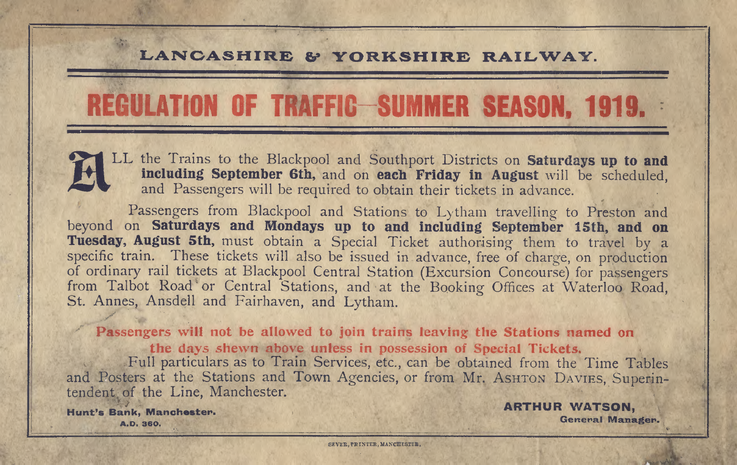LANCASHIRE & YORKSHIRE RAILWAY.

# REGULATION OF TRAFFIC—SUMMER SEASON, 1919.

ALL the Trains to the Blackpool and Southport Districts on **Saturdays up to and including September 6th,** and on **each Friday in August** will be scheduled, and Passengers will be required to obtain their tickets in advance.

Passengers from Blackpool and Stations to Lytham travelling to Preston and beyond on **Saturdays and Mondays up to and including September 15th, and on Tuesday, August 5th,** must obtain a Special Ticket authorising them to travel by a specific train. These tickets will also be issued in advance, free of charge, on production of ordinary rail tickets at Blackpool Central Station (Excursion Concourse) for passengers from Talbot Road or Central Stations, and at the Booking Offices at Waterloo Road, St. Annes, Ansdell and Fairhaven, and Lytham.

**Passengers will not be allowed to join trains leaving the Stations named on the days shewn above unless in possession of Special Tickets.**

Full particulars as to Train Services, etc., can be obtained from the Time Tables and Posters at the Stations and Town Agencies, or from Mr. Ashton Davies, Superintendent of the Line, Manchester.

**Hunt's Bank, Manchester.**
**A.D. 360.**

**ARTHUR WATSON,**
**General Manager.**

SEVER, PRINTER, MANCHESTER.